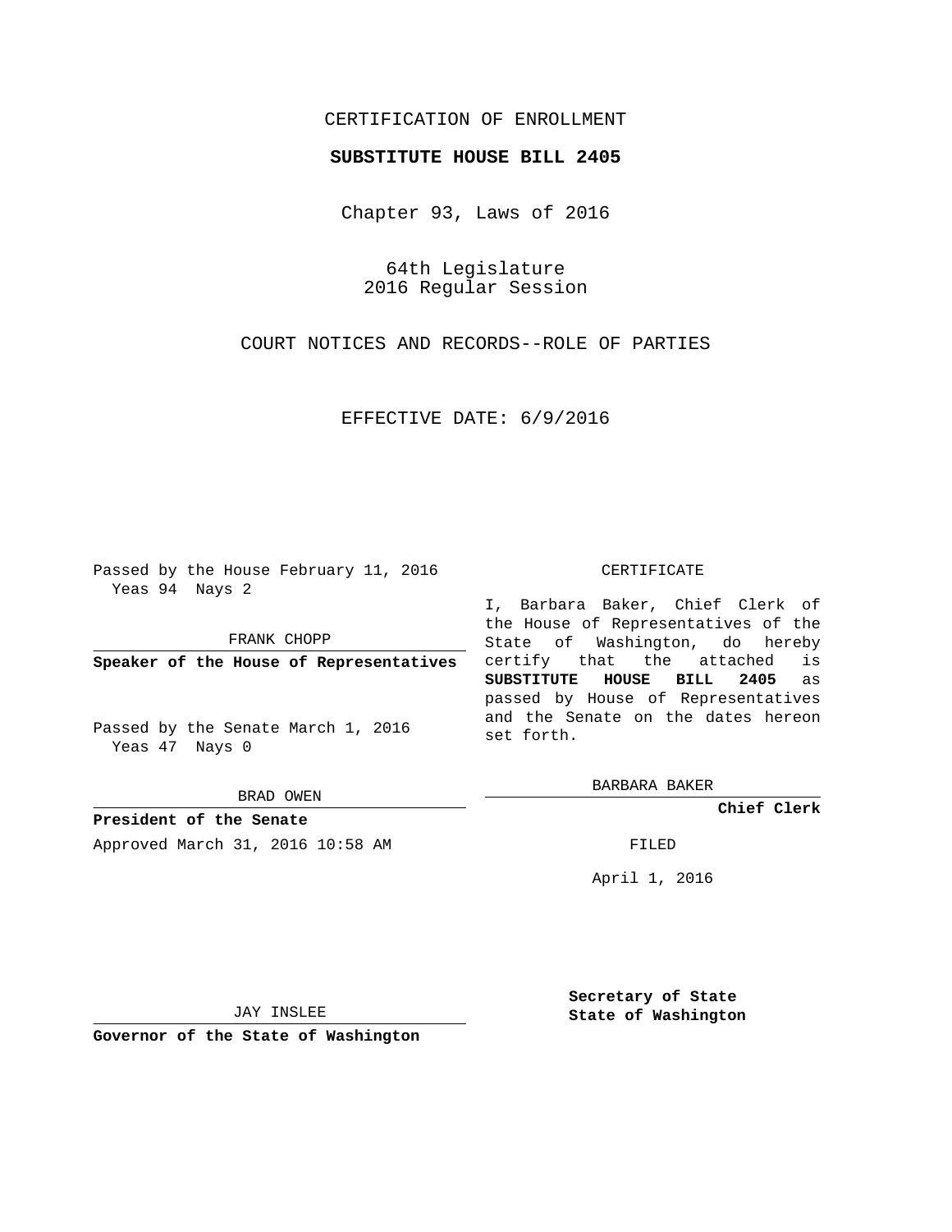CERTIFICATION OF ENROLLMENT

**SUBSTITUTE HOUSE BILL 2405**

Chapter 93, Laws of 2016

64th Legislature
2016 Regular Session

COURT NOTICES AND RECORDS--ROLE OF PARTIES

EFFECTIVE DATE: 6/9/2016

Passed by the House February 11, 2016
Yeas 94 Nays 2

FRANK CHOPP

**Speaker of the House of Representatives**

Passed by the Senate March 1, 2016
Yeas 47 Nays 0

BRAD OWEN

**President of the Senate**

Approved March 31, 2016 10:58 AM

JAY INSLEE

**Governor of the State of Washington**

CERTIFICATE

I, Barbara Baker, Chief Clerk of the House of Representatives of the State of Washington, do hereby certify that the attached is **SUBSTITUTE HOUSE BILL 2405** as passed by House of Representatives and the Senate on the dates hereon set forth.

BARBARA BAKER

**Chief Clerk**

FILED

April 1, 2016

**Secretary of State**
**State of Washington**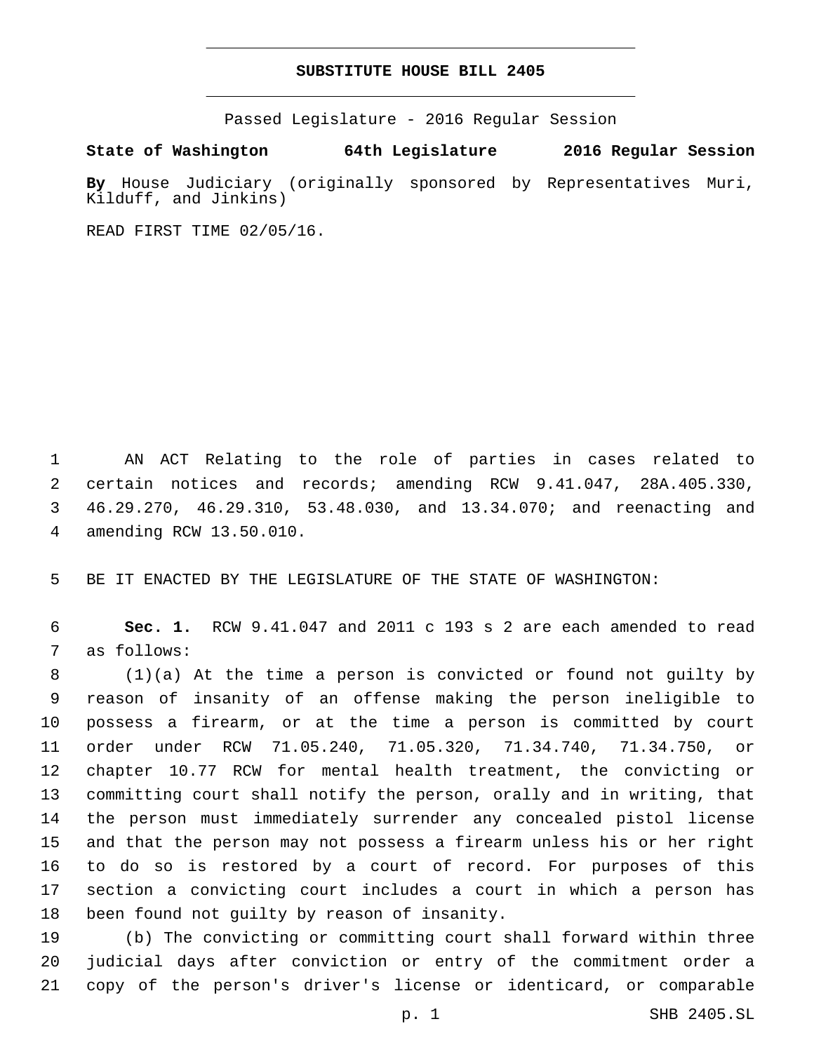# SUBSTITUTE HOUSE BILL 2405

Passed Legislature - 2016 Regular Session

**State of Washington 64th Legislature 2016 Regular Session**

**By** House Judiciary (originally sponsored by Representatives Muri, Kilduff, and Jinkins)

READ FIRST TIME 02/05/16.

AN ACT Relating to the role of parties in cases related to certain notices and records; amending RCW 9.41.047, 28A.405.330, 46.29.270, 46.29.310, 53.48.030, and 13.34.070; and reenacting and amending RCW 13.50.010.

BE IT ENACTED BY THE LEGISLATURE OF THE STATE OF WASHINGTON:

**Sec. 1.** RCW 9.41.047 and 2011 c 193 s 2 are each amended to read as follows:

(1)(a) At the time a person is convicted or found not guilty by reason of insanity of an offense making the person ineligible to possess a firearm, or at the time a person is committed by court order under RCW 71.05.240, 71.05.320, 71.34.740, 71.34.750, or chapter 10.77 RCW for mental health treatment, the convicting or committing court shall notify the person, orally and in writing, that the person must immediately surrender any concealed pistol license and that the person may not possess a firearm unless his or her right to do so is restored by a court of record. For purposes of this section a convicting court includes a court in which a person has been found not guilty by reason of insanity.

(b) The convicting or committing court shall forward within three judicial days after conviction or entry of the commitment order a copy of the person's driver's license or identicard, or comparable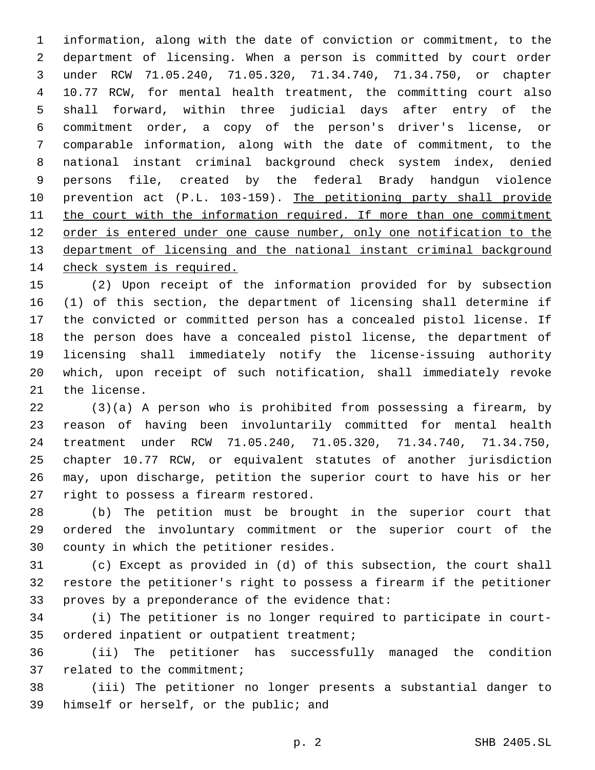information, along with the date of conviction or commitment, to the department of licensing. When a person is committed by court order under RCW 71.05.240, 71.05.320, 71.34.740, 71.34.750, or chapter 10.77 RCW, for mental health treatment, the committing court also shall forward, within three judicial days after entry of the commitment order, a copy of the person's driver's license, or comparable information, along with the date of commitment, to the national instant criminal background check system index, denied persons file, created by the federal Brady handgun violence prevention act (P.L. 103-159). <u>The petitioning party shall provide the court with the information required. If more than one commitment order is entered under one cause number, only one notification to the department of licensing and the national instant criminal background check system is required.</u>

(2) Upon receipt of the information provided for by subsection (1) of this section, the department of licensing shall determine if the convicted or committed person has a concealed pistol license. If the person does have a concealed pistol license, the department of licensing shall immediately notify the license-issuing authority which, upon receipt of such notification, shall immediately revoke the license.

(3)(a) A person who is prohibited from possessing a firearm, by reason of having been involuntarily committed for mental health treatment under RCW 71.05.240, 71.05.320, 71.34.740, 71.34.750, chapter 10.77 RCW, or equivalent statutes of another jurisdiction may, upon discharge, petition the superior court to have his or her right to possess a firearm restored.

(b) The petition must be brought in the superior court that ordered the involuntary commitment or the superior court of the county in which the petitioner resides.

(c) Except as provided in (d) of this subsection, the court shall restore the petitioner's right to possess a firearm if the petitioner proves by a preponderance of the evidence that:

(i) The petitioner is no longer required to participate in court-ordered inpatient or outpatient treatment;

(ii) The petitioner has successfully managed the condition related to the commitment;

(iii) The petitioner no longer presents a substantial danger to himself or herself, or the public; and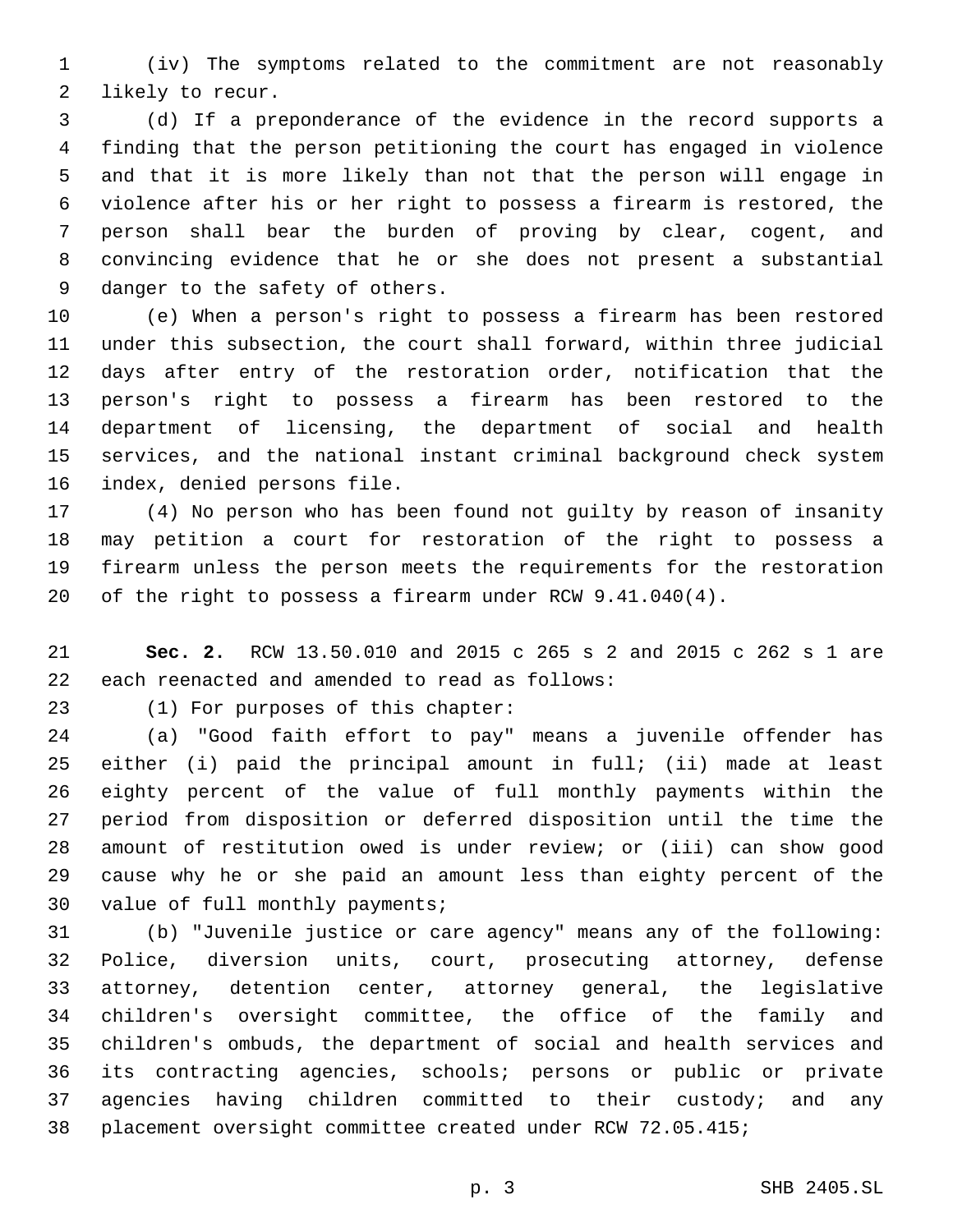(iv) The symptoms related to the commitment are not reasonably likely to recur.

(d) If a preponderance of the evidence in the record supports a finding that the person petitioning the court has engaged in violence and that it is more likely than not that the person will engage in violence after his or her right to possess a firearm is restored, the person shall bear the burden of proving by clear, cogent, and convincing evidence that he or she does not present a substantial danger to the safety of others.

(e) When a person's right to possess a firearm has been restored under this subsection, the court shall forward, within three judicial days after entry of the restoration order, notification that the person's right to possess a firearm has been restored to the department of licensing, the department of social and health services, and the national instant criminal background check system index, denied persons file.

(4) No person who has been found not guilty by reason of insanity may petition a court for restoration of the right to possess a firearm unless the person meets the requirements for the restoration of the right to possess a firearm under RCW 9.41.040(4).

**Sec. 2.** RCW 13.50.010 and 2015 c 265 s 2 and 2015 c 262 s 1 are each reenacted and amended to read as follows:

(1) For purposes of this chapter:

(a) "Good faith effort to pay" means a juvenile offender has either (i) paid the principal amount in full; (ii) made at least eighty percent of the value of full monthly payments within the period from disposition or deferred disposition until the time the amount of restitution owed is under review; or (iii) can show good cause why he or she paid an amount less than eighty percent of the value of full monthly payments;

(b) "Juvenile justice or care agency" means any of the following: Police, diversion units, court, prosecuting attorney, defense attorney, detention center, attorney general, the legislative children's oversight committee, the office of the family and children's ombuds, the department of social and health services and its contracting agencies, schools; persons or public or private agencies having children committed to their custody; and any placement oversight committee created under RCW 72.05.415;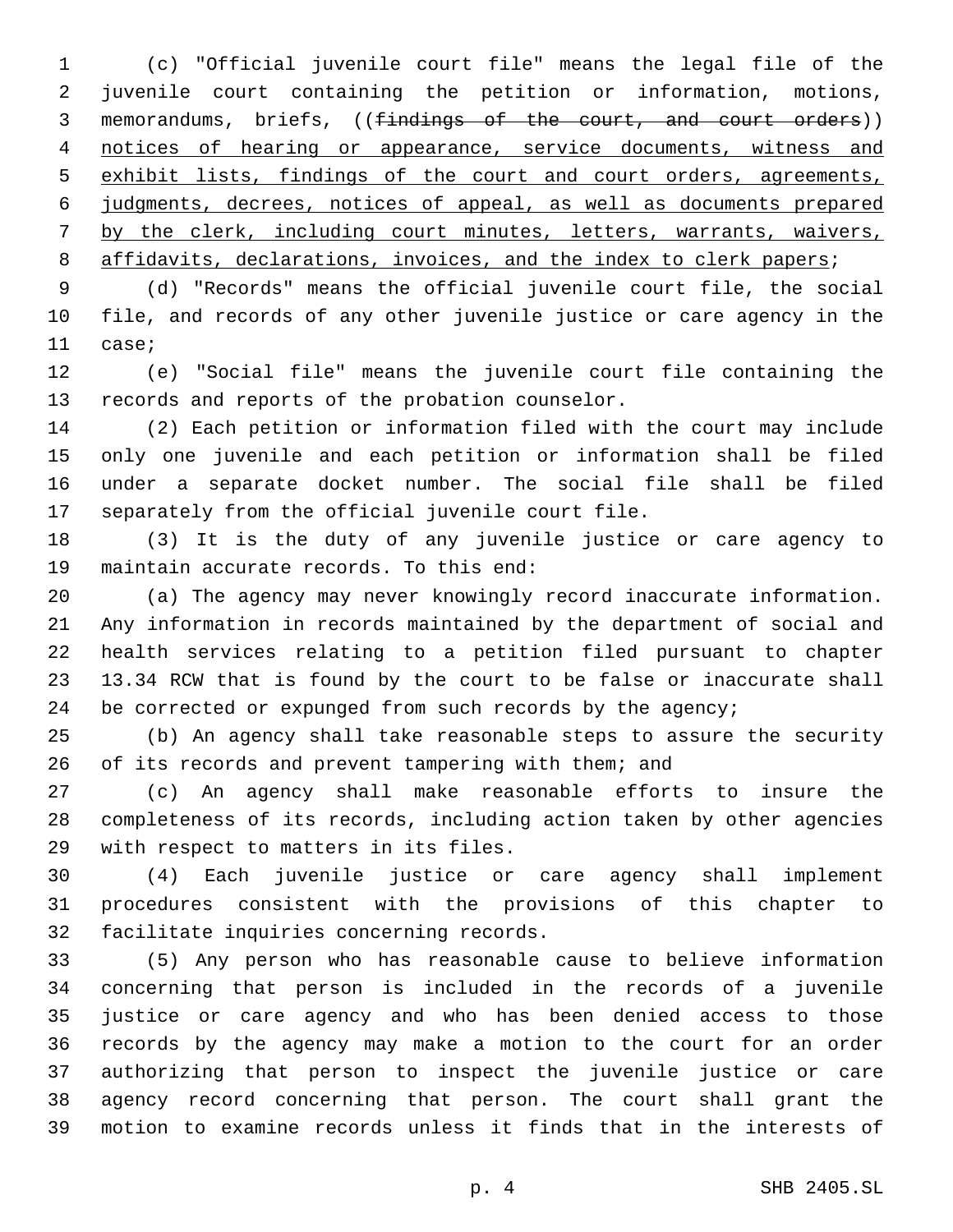(c) "Official juvenile court file" means the legal file of the juvenile court containing the petition or information, motions, memorandums, briefs, ((~~findings of the court, and court orders~~)) notices of hearing or appearance, service documents, witness and exhibit lists, findings of the court and court orders, agreements, judgments, decrees, notices of appeal, as well as documents prepared by the clerk, including court minutes, letters, warrants, waivers, affidavits, declarations, invoices, and the index to clerk papers;

(d) "Records" means the official juvenile court file, the social file, and records of any other juvenile justice or care agency in the case;

(e) "Social file" means the juvenile court file containing the records and reports of the probation counselor.

(2) Each petition or information filed with the court may include only one juvenile and each petition or information shall be filed under a separate docket number. The social file shall be filed separately from the official juvenile court file.

(3) It is the duty of any juvenile justice or care agency to maintain accurate records. To this end:

(a) The agency may never knowingly record inaccurate information. Any information in records maintained by the department of social and health services relating to a petition filed pursuant to chapter 13.34 RCW that is found by the court to be false or inaccurate shall be corrected or expunged from such records by the agency;

(b) An agency shall take reasonable steps to assure the security of its records and prevent tampering with them; and

(c) An agency shall make reasonable efforts to insure the completeness of its records, including action taken by other agencies with respect to matters in its files.

(4) Each juvenile justice or care agency shall implement procedures consistent with the provisions of this chapter to facilitate inquiries concerning records.

(5) Any person who has reasonable cause to believe information concerning that person is included in the records of a juvenile justice or care agency and who has been denied access to those records by the agency may make a motion to the court for an order authorizing that person to inspect the juvenile justice or care agency record concerning that person. The court shall grant the motion to examine records unless it finds that in the interests of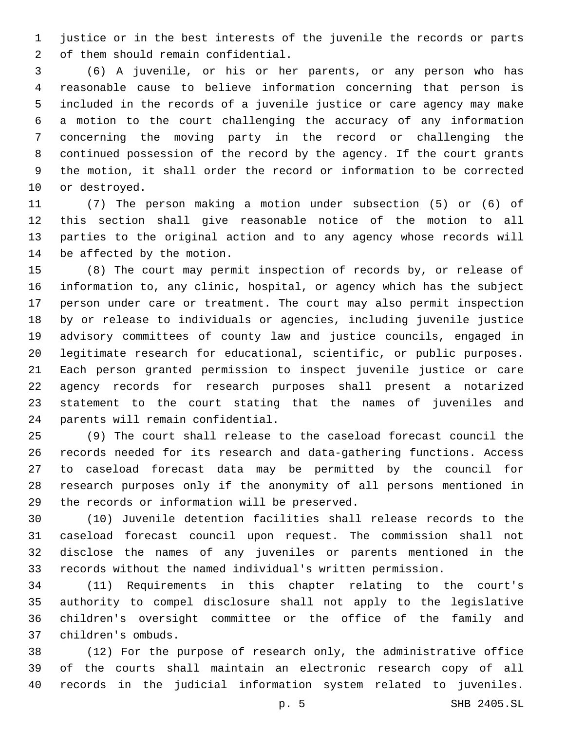justice or in the best interests of the juvenile the records or parts of them should remain confidential.

(6) A juvenile, or his or her parents, or any person who has reasonable cause to believe information concerning that person is included in the records of a juvenile justice or care agency may make a motion to the court challenging the accuracy of any information concerning the moving party in the record or challenging the continued possession of the record by the agency. If the court grants the motion, it shall order the record or information to be corrected or destroyed.

(7) The person making a motion under subsection (5) or (6) of this section shall give reasonable notice of the motion to all parties to the original action and to any agency whose records will be affected by the motion.

(8) The court may permit inspection of records by, or release of information to, any clinic, hospital, or agency which has the subject person under care or treatment. The court may also permit inspection by or release to individuals or agencies, including juvenile justice advisory committees of county law and justice councils, engaged in legitimate research for educational, scientific, or public purposes. Each person granted permission to inspect juvenile justice or care agency records for research purposes shall present a notarized statement to the court stating that the names of juveniles and parents will remain confidential.

(9) The court shall release to the caseload forecast council the records needed for its research and data-gathering functions. Access to caseload forecast data may be permitted by the council for research purposes only if the anonymity of all persons mentioned in the records or information will be preserved.

(10) Juvenile detention facilities shall release records to the caseload forecast council upon request. The commission shall not disclose the names of any juveniles or parents mentioned in the records without the named individual's written permission.

(11) Requirements in this chapter relating to the court's authority to compel disclosure shall not apply to the legislative children's oversight committee or the office of the family and children's ombuds.

(12) For the purpose of research only, the administrative office of the courts shall maintain an electronic research copy of all records in the judicial information system related to juveniles.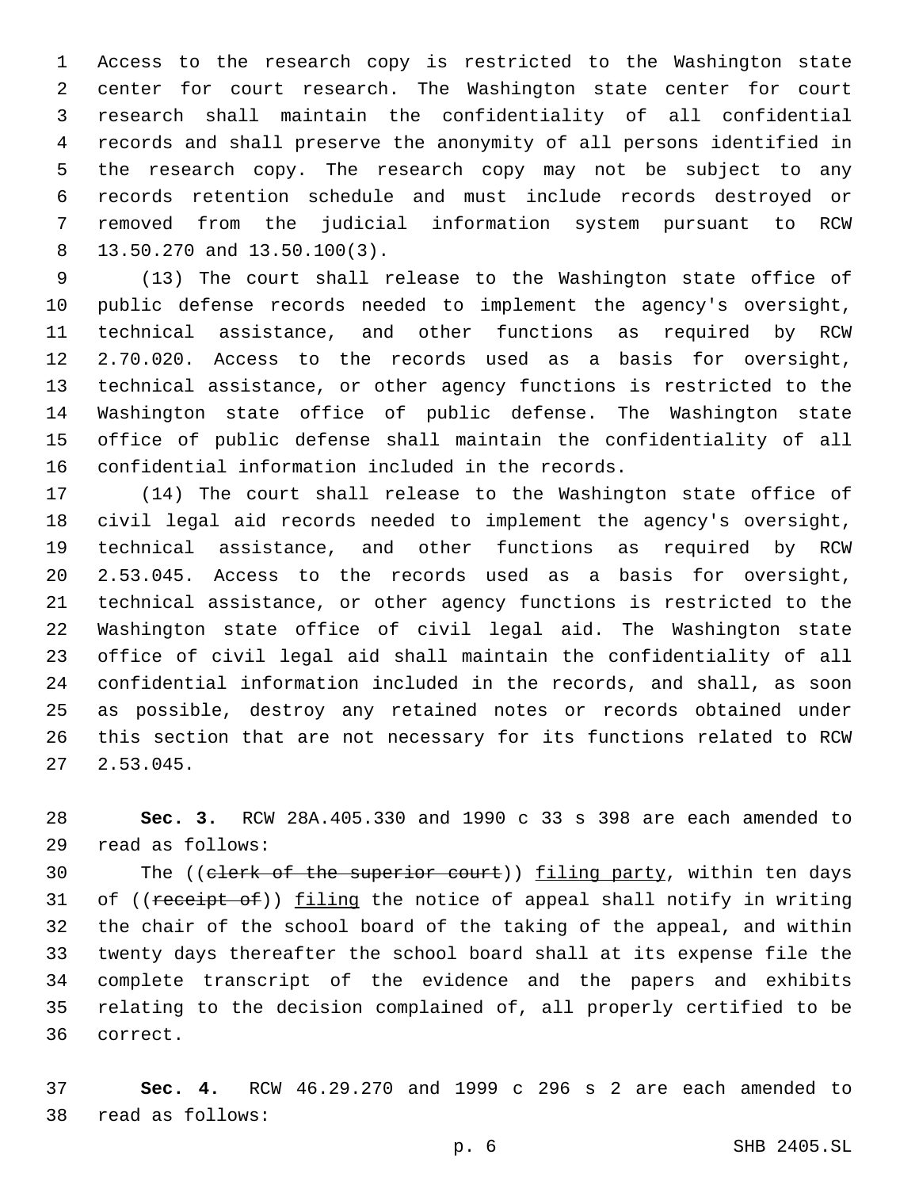Access to the research copy is restricted to the Washington state center for court research. The Washington state center for court research shall maintain the confidentiality of all confidential records and shall preserve the anonymity of all persons identified in the research copy. The research copy may not be subject to any records retention schedule and must include records destroyed or removed from the judicial information system pursuant to RCW 13.50.270 and 13.50.100(3).

(13) The court shall release to the Washington state office of public defense records needed to implement the agency's oversight, technical assistance, and other functions as required by RCW 2.70.020. Access to the records used as a basis for oversight, technical assistance, or other agency functions is restricted to the Washington state office of public defense. The Washington state office of public defense shall maintain the confidentiality of all confidential information included in the records.

(14) The court shall release to the Washington state office of civil legal aid records needed to implement the agency's oversight, technical assistance, and other functions as required by RCW 2.53.045. Access to the records used as a basis for oversight, technical assistance, or other agency functions is restricted to the Washington state office of civil legal aid. The Washington state office of civil legal aid shall maintain the confidentiality of all confidential information included in the records, and shall, as soon as possible, destroy any retained notes or records obtained under this section that are not necessary for its functions related to RCW 2.53.045.

**Sec. 3.** RCW 28A.405.330 and 1990 c 33 s 398 are each amended to read as follows:

The ((~~clerk of the superior court~~)) <u>filing party</u>, within ten days of ((~~receipt of~~)) <u>filing</u> the notice of appeal shall notify in writing the chair of the school board of the taking of the appeal, and within twenty days thereafter the school board shall at its expense file the complete transcript of the evidence and the papers and exhibits relating to the decision complained of, all properly certified to be correct.

**Sec. 4.** RCW 46.29.270 and 1999 c 296 s 2 are each amended to read as follows: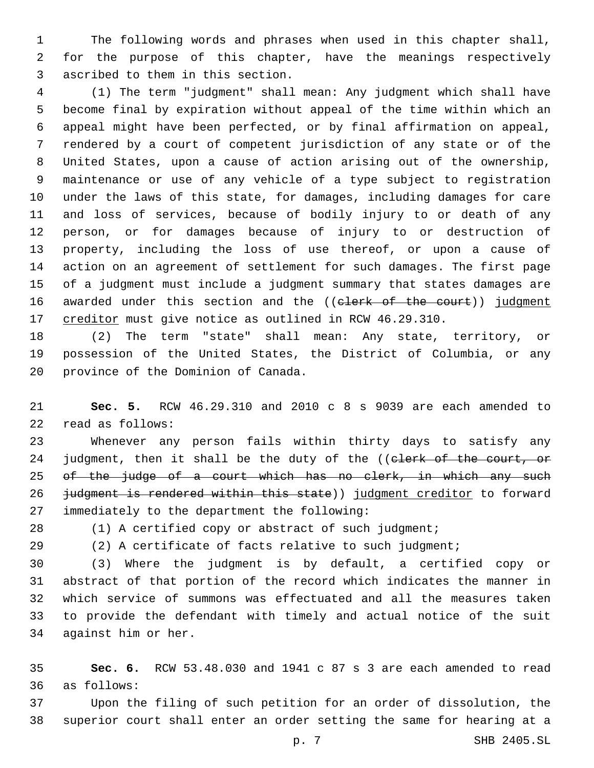The following words and phrases when used in this chapter shall, for the purpose of this chapter, have the meanings respectively ascribed to them in this section.

(1) The term "judgment" shall mean: Any judgment which shall have become final by expiration without appeal of the time within which an appeal might have been perfected, or by final affirmation on appeal, rendered by a court of competent jurisdiction of any state or of the United States, upon a cause of action arising out of the ownership, maintenance or use of any vehicle of a type subject to registration under the laws of this state, for damages, including damages for care and loss of services, because of bodily injury to or death of any person, or for damages because of injury to or destruction of property, including the loss of use thereof, or upon a cause of action on an agreement of settlement for such damages. The first page of a judgment must include a judgment summary that states damages are awarded under this section and the ((~~clerk of the court~~)) <u>judgment creditor</u> must give notice as outlined in RCW 46.29.310.

(2) The term "state" shall mean: Any state, territory, or possession of the United States, the District of Columbia, or any province of the Dominion of Canada.

**Sec. 5.** RCW 46.29.310 and 2010 c 8 s 9039 are each amended to read as follows:

Whenever any person fails within thirty days to satisfy any judgment, then it shall be the duty of the ((~~clerk of the court, or of the judge of a court which has no clerk, in which any such judgment is rendered within this state~~)) <u>judgment creditor</u> to forward immediately to the department the following:

(1) A certified copy or abstract of such judgment;

(2) A certificate of facts relative to such judgment;

(3) Where the judgment is by default, a certified copy or abstract of that portion of the record which indicates the manner in which service of summons was effectuated and all the measures taken to provide the defendant with timely and actual notice of the suit against him or her.

**Sec. 6.** RCW 53.48.030 and 1941 c 87 s 3 are each amended to read as follows:

Upon the filing of such petition for an order of dissolution, the superior court shall enter an order setting the same for hearing at a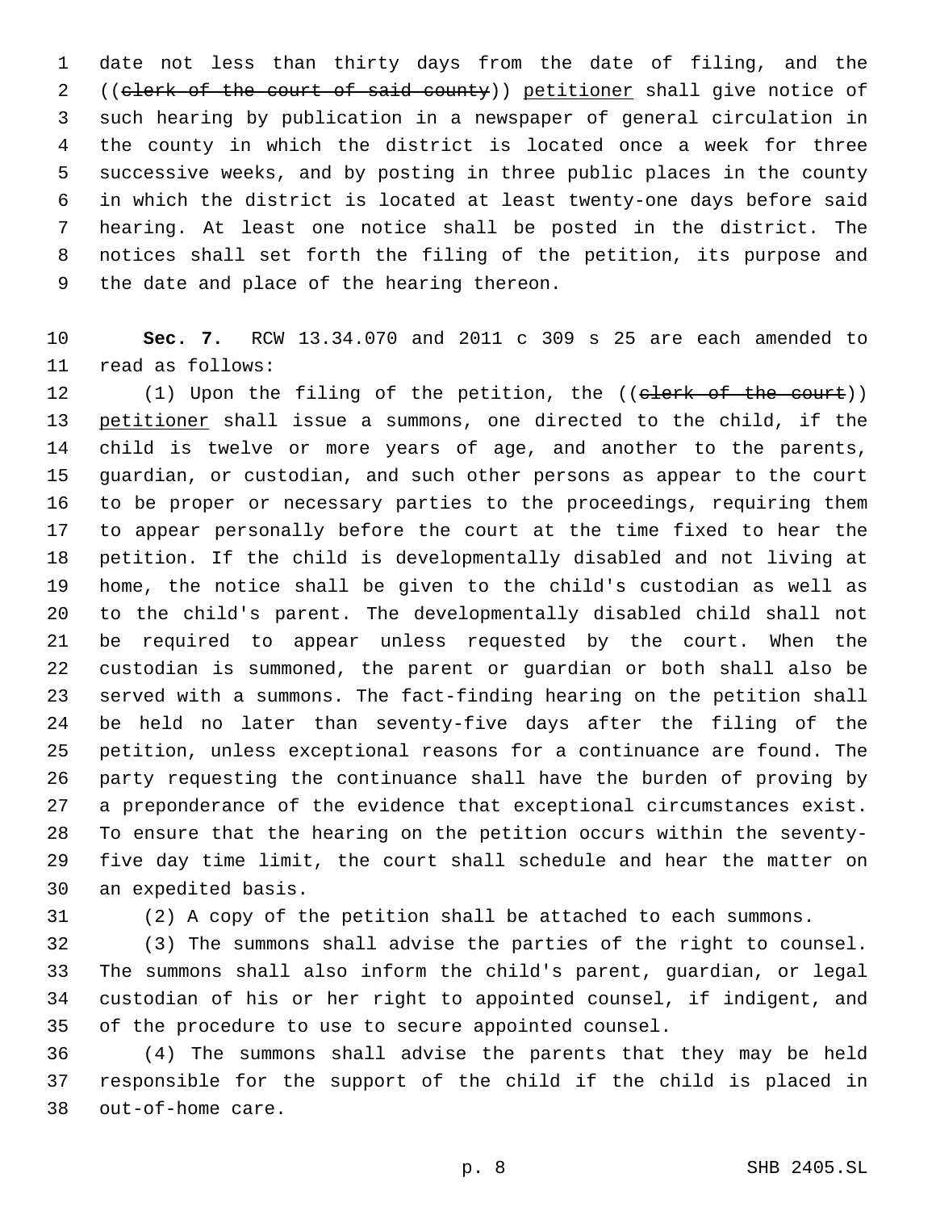date not less than thirty days from the date of filing, and the ((~~clerk of the court of said county~~)) <u>petitioner</u> shall give notice of such hearing by publication in a newspaper of general circulation in the county in which the district is located once a week for three successive weeks, and by posting in three public places in the county in which the district is located at least twenty-one days before said hearing. At least one notice shall be posted in the district. The notices shall set forth the filing of the petition, its purpose and the date and place of the hearing thereon.

**Sec. 7.** RCW 13.34.070 and 2011 c 309 s 25 are each amended to read as follows:

(1) Upon the filing of the petition, the ((~~clerk of the court~~)) <u>petitioner</u> shall issue a summons, one directed to the child, if the child is twelve or more years of age, and another to the parents, guardian, or custodian, and such other persons as appear to the court to be proper or necessary parties to the proceedings, requiring them to appear personally before the court at the time fixed to hear the petition. If the child is developmentally disabled and not living at home, the notice shall be given to the child's custodian as well as to the child's parent. The developmentally disabled child shall not be required to appear unless requested by the court. When the custodian is summoned, the parent or guardian or both shall also be served with a summons. The fact-finding hearing on the petition shall be held no later than seventy-five days after the filing of the petition, unless exceptional reasons for a continuance are found. The party requesting the continuance shall have the burden of proving by a preponderance of the evidence that exceptional circumstances exist. To ensure that the hearing on the petition occurs within the seventy-five day time limit, the court shall schedule and hear the matter on an expedited basis.

(2) A copy of the petition shall be attached to each summons.

(3) The summons shall advise the parties of the right to counsel. The summons shall also inform the child's parent, guardian, or legal custodian of his or her right to appointed counsel, if indigent, and of the procedure to use to secure appointed counsel.

(4) The summons shall advise the parents that they may be held responsible for the support of the child if the child is placed in out-of-home care.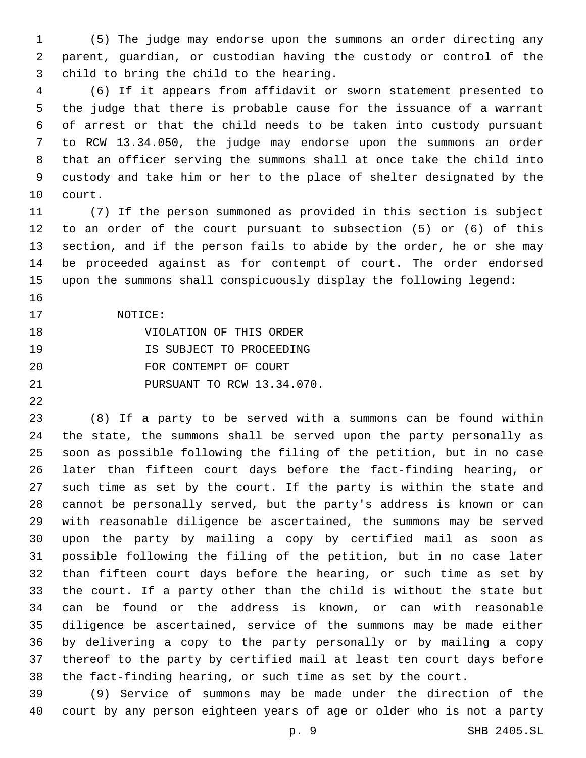(5) The judge may endorse upon the summons an order directing any parent, guardian, or custodian having the custody or control of the child to bring the child to the hearing.

(6) If it appears from affidavit or sworn statement presented to the judge that there is probable cause for the issuance of a warrant of arrest or that the child needs to be taken into custody pursuant to RCW 13.34.050, the judge may endorse upon the summons an order that an officer serving the summons shall at once take the child into custody and take him or her to the place of shelter designated by the court.

(7) If the person summoned as provided in this section is subject to an order of the court pursuant to subsection (5) or (6) of this section, and if the person fails to abide by the order, he or she may be proceeded against as for contempt of court. The order endorsed upon the summons shall conspicuously display the following legend:

NOTICE:
VIOLATION OF THIS ORDER
IS SUBJECT TO PROCEEDING
FOR CONTEMPT OF COURT
PURSUANT TO RCW 13.34.070.

(8) If a party to be served with a summons can be found within the state, the summons shall be served upon the party personally as soon as possible following the filing of the petition, but in no case later than fifteen court days before the fact-finding hearing, or such time as set by the court. If the party is within the state and cannot be personally served, but the party's address is known or can with reasonable diligence be ascertained, the summons may be served upon the party by mailing a copy by certified mail as soon as possible following the filing of the petition, but in no case later than fifteen court days before the hearing, or such time as set by the court. If a party other than the child is without the state but can be found or the address is known, or can with reasonable diligence be ascertained, service of the summons may be made either by delivering a copy to the party personally or by mailing a copy thereof to the party by certified mail at least ten court days before the fact-finding hearing, or such time as set by the court.

(9) Service of summons may be made under the direction of the court by any person eighteen years of age or older who is not a party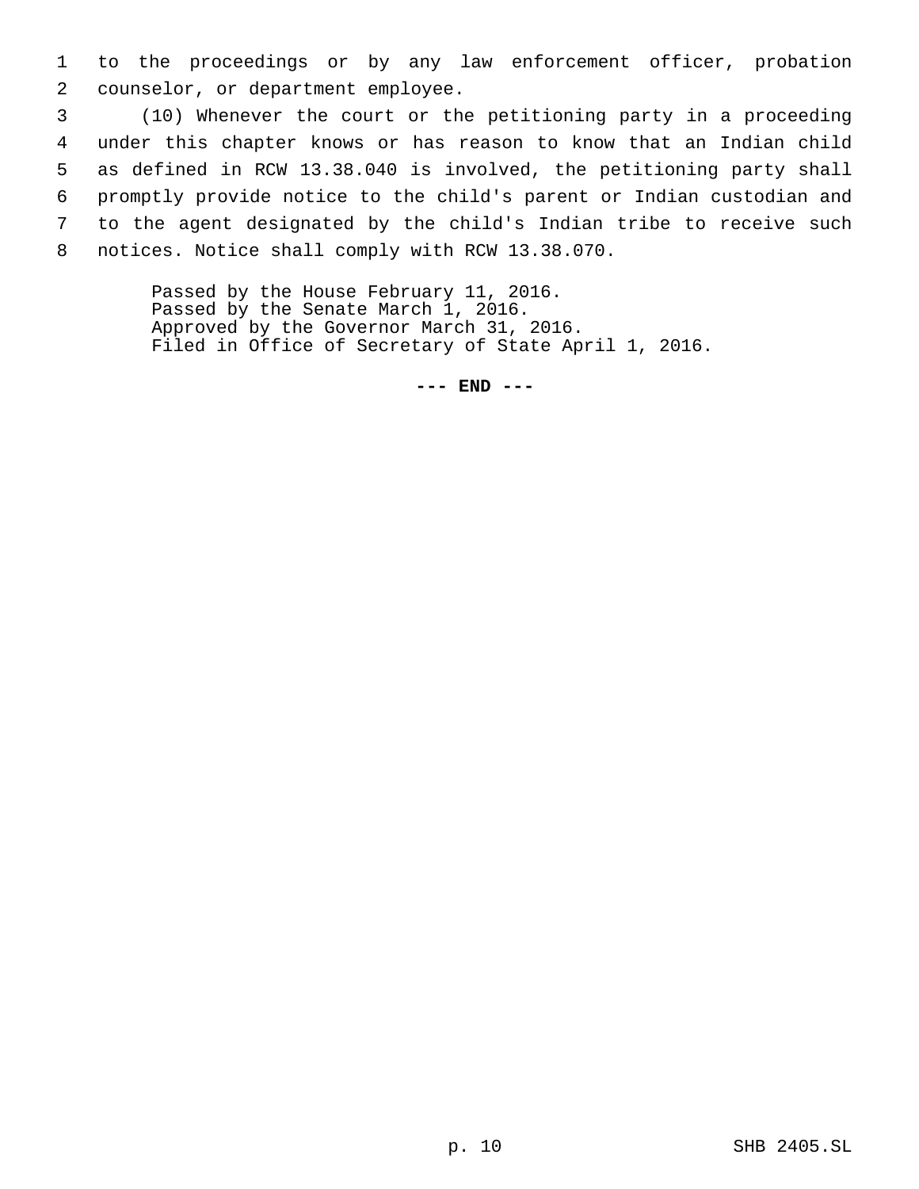to the proceedings or by any law enforcement officer, probation counselor, or department employee.

(10) Whenever the court or the petitioning party in a proceeding under this chapter knows or has reason to know that an Indian child as defined in RCW 13.38.040 is involved, the petitioning party shall promptly provide notice to the child's parent or Indian custodian and to the agent designated by the child's Indian tribe to receive such notices. Notice shall comply with RCW 13.38.070.

Passed by the House February 11, 2016.
Passed by the Senate March 1, 2016.
Approved by the Governor March 31, 2016.
Filed in Office of Secretary of State April 1, 2016.

**--- END ---**